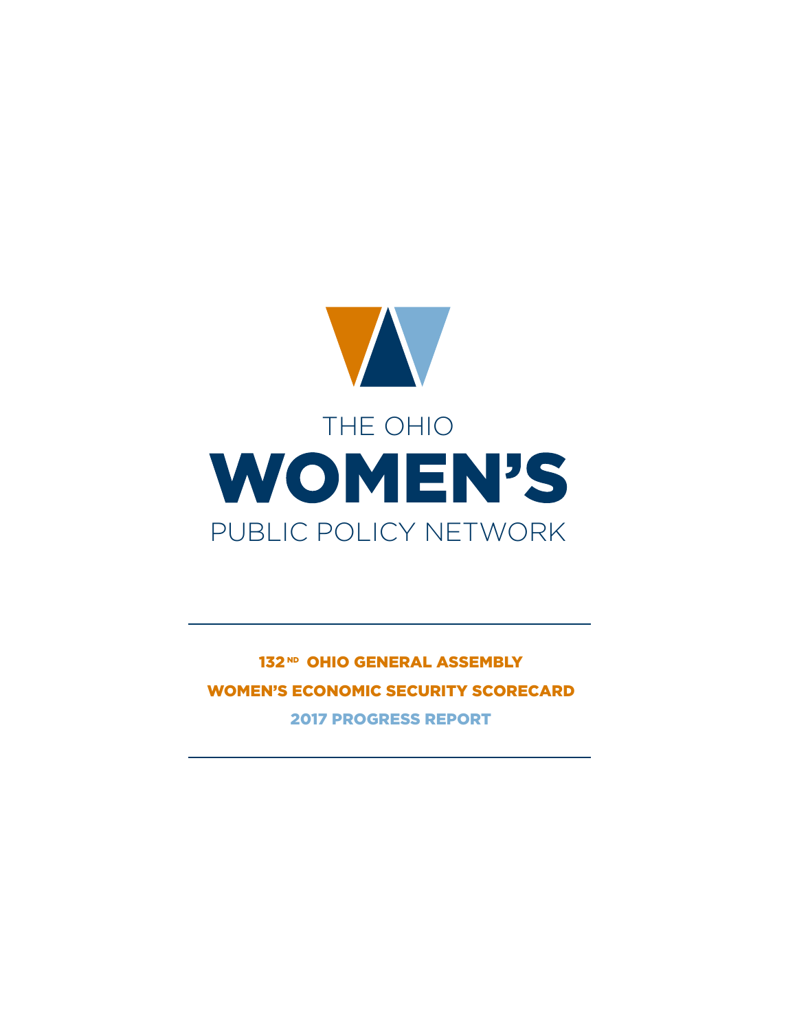THE OHIO

# WOMEN'S

PUBLIC POLICY NETWORK

## 132[ND] OHIO GENERAL ASSEMBLY

## WOMEN'S ECONOMIC SECURITY SCORECARD

### 2017 PROGRESS REPORT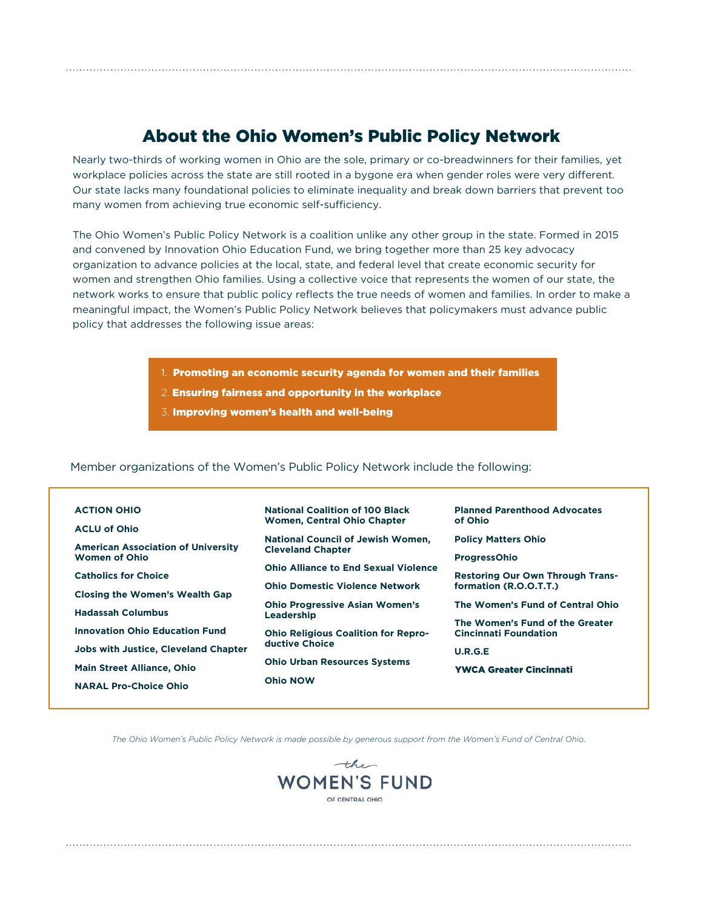## About the Ohio Women's Public Policy Network

Nearly two-thirds of working women in Ohio are the sole, primary or co-breadwinners for their families, yet workplace policies across the state are still rooted in a bygone era when gender roles were very different. Our state lacks many foundational policies to eliminate inequality and break down barriers that prevent too many women from achieving true economic self-sufficiency.

The Ohio Women's Public Policy Network is a coalition unlike any other group in the state. Formed in 2015 and convened by Innovation Ohio Education Fund, we bring together more than 25 key advocacy organization to advance policies at the local, state, and federal level that create economic security for women and strengthen Ohio families. Using a collective voice that represents the women of our state, the network works to ensure that public policy reflects the true needs of women and families. In order to make a meaningful impact, the Women's Public Policy Network believes that policymakers must advance public policy that addresses the following issue areas:

1. **Promoting an economic security agenda for women and their families**
2. **Ensuring fairness and opportunity in the workplace**
3. **Improving women's health and well-being**

Member organizations of the Women's Public Policy Network include the following:

- **ACTION OHIO**
- **ACLU of Ohio**
- **American Association of University Women of Ohio**
- **Catholics for Choice**
- **Closing the Women's Wealth Gap**
- **Hadassah Columbus**
- **Innovation Ohio Education Fund**
- **Jobs with Justice, Cleveland Chapter**
- **Main Street Alliance, Ohio**
- **NARAL Pro-Choice Ohio**
- **National Coalition of 100 Black Women, Central Ohio Chapter**
- **National Council of Jewish Women, Cleveland Chapter**
- **Ohio Alliance to End Sexual Violence**
- **Ohio Domestic Violence Network**
- **Ohio Progressive Asian Women's Leadership**
- **Ohio Religious Coalition for Reproductive Choice**
- **Ohio Urban Resources Systems**
- **Ohio NOW**
- **Planned Parenthood Advocates of Ohio**
- **Policy Matters Ohio**
- **ProgressOhio**
- **Restoring Our Own Through Transformation (R.O.O.T.T.)**
- **The Women's Fund of Central Ohio**
- **The Women's Fund of the Greater Cincinnati Foundation**
- **U.R.G.E**
- **YWCA Greater Cincinnati**

*The Ohio Women's Public Policy Network is made possible by generous support from the Women's Fund of Central Ohio.*

the WOMEN'S FUND OF CENTRAL OHIO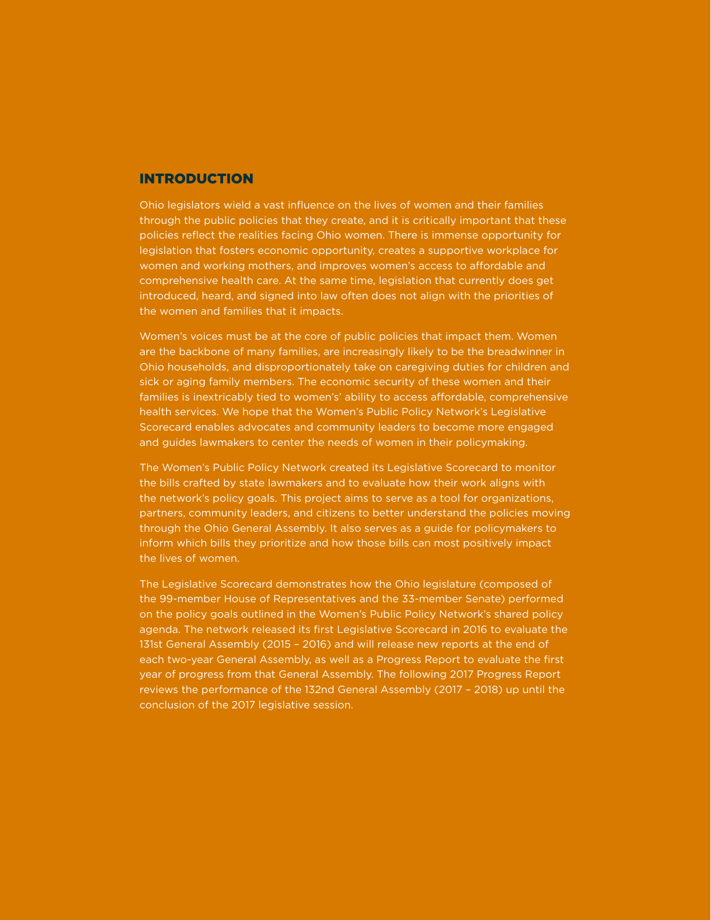## INTRODUCTION

Ohio legislators wield a vast influence on the lives of women and their families through the public policies that they create, and it is critically important that these policies reflect the realities facing Ohio women. There is immense opportunity for legislation that fosters economic opportunity, creates a supportive workplace for women and working mothers, and improves women's access to affordable and comprehensive health care. At the same time, legislation that currently does get introduced, heard, and signed into law often does not align with the priorities of the women and families that it impacts.

Women's voices must be at the core of public policies that impact them. Women are the backbone of many families, are increasingly likely to be the breadwinner in Ohio households, and disproportionately take on caregiving duties for children and sick or aging family members. The economic security of these women and their families is inextricably tied to women's' ability to access affordable, comprehensive health services. We hope that the Women's Public Policy Network's Legislative Scorecard enables advocates and community leaders to become more engaged and guides lawmakers to center the needs of women in their policymaking.

The Women's Public Policy Network created its Legislative Scorecard to monitor the bills crafted by state lawmakers and to evaluate how their work aligns with the network's policy goals. This project aims to serve as a tool for organizations, partners, community leaders, and citizens to better understand the policies moving through the Ohio General Assembly. It also serves as a guide for policymakers to inform which bills they prioritize and how those bills can most positively impact the lives of women.

The Legislative Scorecard demonstrates how the Ohio legislature (composed of the 99-member House of Representatives and the 33-member Senate) performed on the policy goals outlined in the Women's Public Policy Network's shared policy agenda. The network released its first Legislative Scorecard in 2016 to evaluate the 131st General Assembly (2015 – 2016) and will release new reports at the end of each two-year General Assembly, as well as a Progress Report to evaluate the first year of progress from that General Assembly. The following 2017 Progress Report reviews the performance of the 132nd General Assembly (2017 – 2018) up until the conclusion of the 2017 legislative session.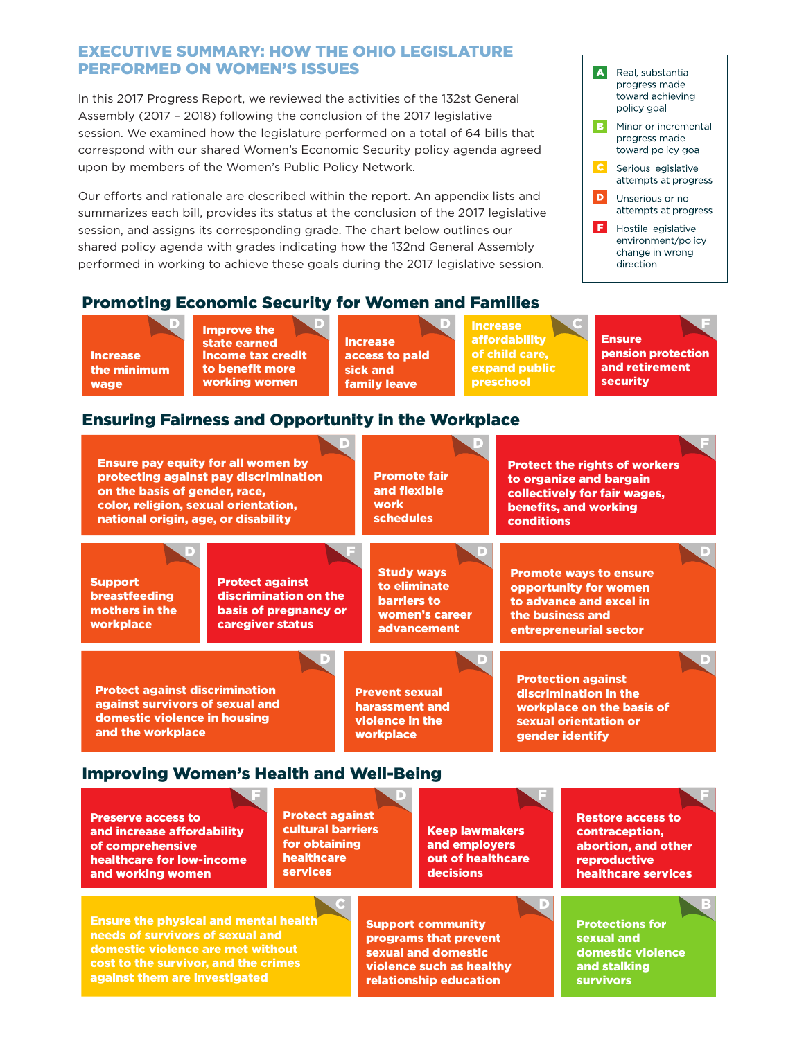## EXECUTIVE SUMMARY: HOW THE OHIO LEGISLATURE PERFORMED ON WOMEN'S ISSUES

In this 2017 Progress Report, we reviewed the activities of the 132st General Assembly (2017 – 2018) following the conclusion of the 2017 legislative session. We examined how the legislature performed on a total of 64 bills that correspond with our shared Women's Economic Security policy agenda agreed upon by members of the Women's Public Policy Network.

Our efforts and rationale are described within the report. An appendix lists and summarizes each bill, provides its status at the conclusion of the 2017 legislative session, and assigns its corresponding grade. The chart below outlines our shared policy agenda with grades indicating how the 132nd General Assembly performed in working to achieve these goals during the 2017 legislative session.

| Grade | Meaning |
|---|---|
| A | Real, substantial progress made toward achieving policy goal |
| B | Minor or incremental progress made toward policy goal |
| C | Serious legislative attempts at progress |
| D | Unserious or no attempts at progress |
| F | Hostile legislative environment/policy change in wrong direction |

### Promoting Economic Security for Women and Families

| Policy Goal | Grade |
|---|---|
| Increase the minimum wage | D |
| Improve the state earned income tax credit to benefit more working women | D |
| Increase access to paid sick and family leave | D |
| Increase affordability of child care, expand public preschool | C |
| Ensure pension protection and retirement security | F |

### Ensuring Fairness and Opportunity in the Workplace

| Policy Goal | Grade |
|---|---|
| Ensure pay equity for all women by protecting against pay discrimination on the basis of gender, race, color, religion, sexual orientation, national origin, age, or disability | D |
| Promote fair and flexible work schedules | D |
| Protect the rights of workers to organize and bargain collectively for fair wages, benefits, and working conditions | F |
| Support breastfeeding mothers in the workplace | D |
| Protect against discrimination on the basis of pregnancy or caregiver status | F |
| Study ways to eliminate barriers to women's career advancement | D |
| Promote ways to ensure opportunity for women to advance and excel in the business and entrepreneurial sector | D |
| Protect against discrimination against survivors of sexual and domestic violence in housing and the workplace | D |
| Prevent sexual harassment and violence in the workplace | D |
| Protection against discrimination in the workplace on the basis of sexual orientation or gender identify | D |

### Improving Women's Health and Well-Being

| Policy Goal | Grade |
|---|---|
| Preserve access to and increase affordability of comprehensive healthcare for low-income and working women | F |
| Protect against cultural barriers for obtaining healthcare services | D |
| Keep lawmakers and employers out of healthcare decisions | F |
| Restore access to contraception, abortion, and other reproductive healthcare services | F |
| Ensure the physical and mental health needs of survivors of sexual and domestic violence are met without cost to the survivor, and the crimes against them are investigated | C |
| Support community programs that prevent sexual and domestic violence such as healthy relationship education | D |
| Protections for sexual and domestic violence and stalking survivors | B |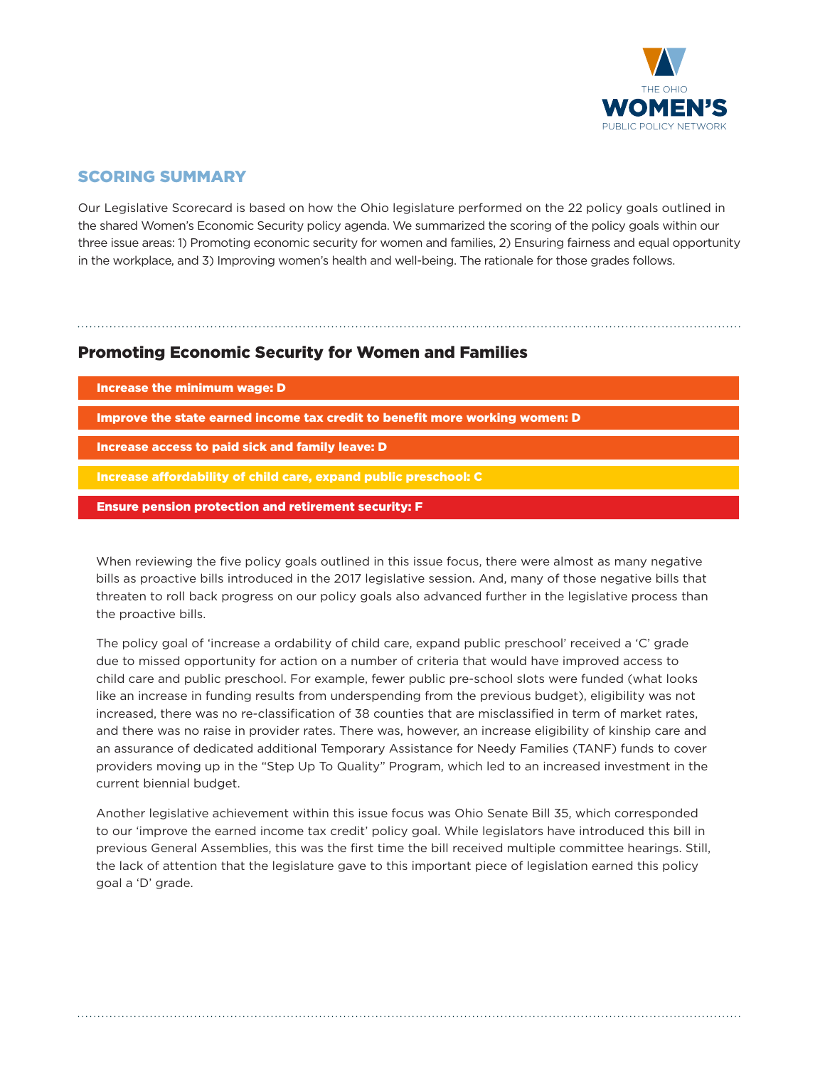## SCORING SUMMARY

Our Legislative Scorecard is based on how the Ohio legislature performed on the 22 policy goals outlined in the shared Women's Economic Security policy agenda. We summarized the scoring of the policy goals within our three issue areas: 1) Promoting economic security for women and families, 2) Ensuring fairness and equal opportunity in the workplace, and 3) Improving women's health and well-being. The rationale for those grades follows.

## Promoting Economic Security for Women and Families

**Increase the minimum wage: D**

**Improve the state earned income tax credit to benefit more working women: D**

**Increase access to paid sick and family leave: D**

**Increase affordability of child care, expand public preschool: C**

**Ensure pension protection and retirement security: F**

When reviewing the five policy goals outlined in this issue focus, there were almost as many negative bills as proactive bills introduced in the 2017 legislative session. And, many of those negative bills that threaten to roll back progress on our policy goals also advanced further in the legislative process than the proactive bills.

The policy goal of 'increase a ordability of child care, expand public preschool' received a 'C' grade due to missed opportunity for action on a number of criteria that would have improved access to child care and public preschool. For example, fewer public pre-school slots were funded (what looks like an increase in funding results from underspending from the previous budget), eligibility was not increased, there was no re-classification of 38 counties that are misclassified in term of market rates, and there was no raise in provider rates. There was, however, an increase eligibility of kinship care and an assurance of dedicated additional Temporary Assistance for Needy Families (TANF) funds to cover providers moving up in the "Step Up To Quality" Program, which led to an increased investment in the current biennial budget.

Another legislative achievement within this issue focus was Ohio Senate Bill 35, which corresponded to our 'improve the earned income tax credit' policy goal. While legislators have introduced this bill in previous General Assemblies, this was the first time the bill received multiple committee hearings. Still, the lack of attention that the legislature gave to this important piece of legislation earned this policy goal a 'D' grade.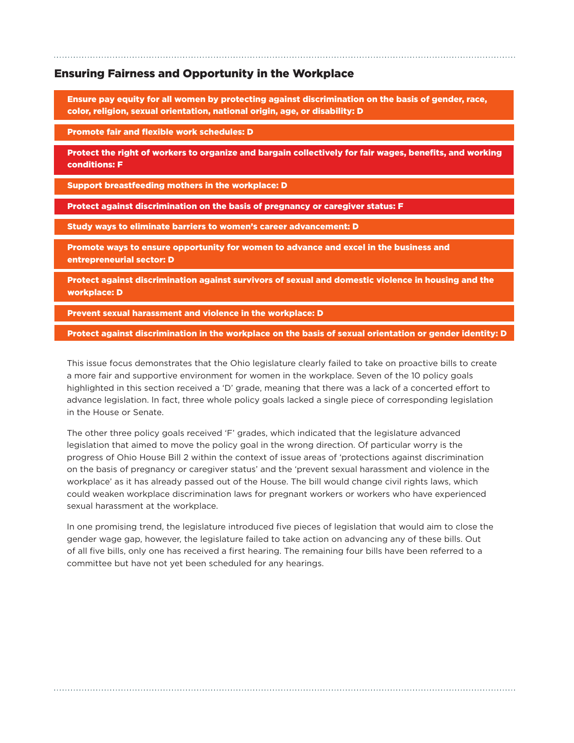## Ensuring Fairness and Opportunity in the Workplace

**Ensure pay equity for all women by protecting against discrimination on the basis of gender, race, color, religion, sexual orientation, national origin, age, or disability: D**

**Promote fair and flexible work schedules: D**

**Protect the right of workers to organize and bargain collectively for fair wages, benefits, and working conditions: F**

**Support breastfeeding mothers in the workplace: D**

**Protect against discrimination on the basis of pregnancy or caregiver status: F**

**Study ways to eliminate barriers to women's career advancement: D**

**Promote ways to ensure opportunity for women to advance and excel in the business and entrepreneurial sector: D**

**Protect against discrimination against survivors of sexual and domestic violence in housing and the workplace: D**

**Prevent sexual harassment and violence in the workplace: D**

**Protect against discrimination in the workplace on the basis of sexual orientation or gender identity: D**

This issue focus demonstrates that the Ohio legislature clearly failed to take on proactive bills to create a more fair and supportive environment for women in the workplace. Seven of the 10 policy goals highlighted in this section received a 'D' grade, meaning that there was a lack of a concerted effort to advance legislation. In fact, three whole policy goals lacked a single piece of corresponding legislation in the House or Senate.

The other three policy goals received 'F' grades, which indicated that the legislature advanced legislation that aimed to move the policy goal in the wrong direction. Of particular worry is the progress of Ohio House Bill 2 within the context of issue areas of 'protections against discrimination on the basis of pregnancy or caregiver status' and the 'prevent sexual harassment and violence in the workplace' as it has already passed out of the House. The bill would change civil rights laws, which could weaken workplace discrimination laws for pregnant workers or workers who have experienced sexual harassment at the workplace.

In one promising trend, the legislature introduced five pieces of legislation that would aim to close the gender wage gap, however, the legislature failed to take action on advancing any of these bills. Out of all five bills, only one has received a first hearing. The remaining four bills have been referred to a committee but have not yet been scheduled for any hearings.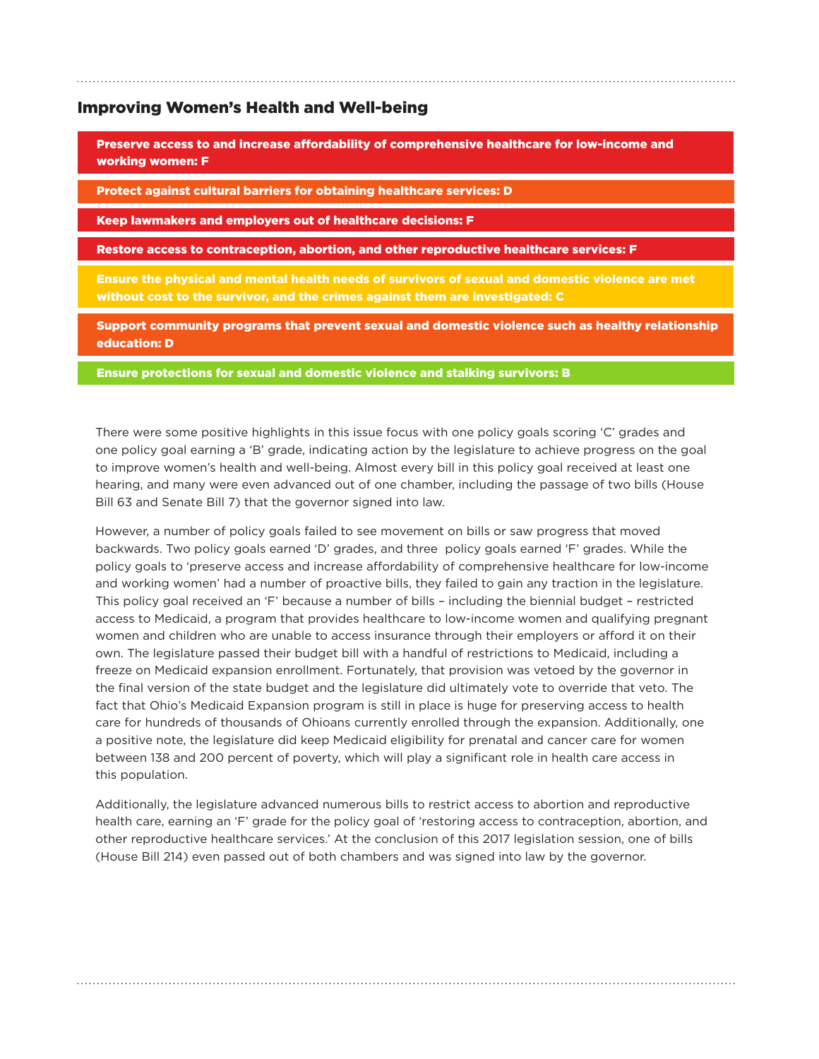## Improving Women's Health and Well-being

**Preserve access to and increase affordability of comprehensive healthcare for low-income and working women: F**

**Protect against cultural barriers for obtaining healthcare services: D**

**Keep lawmakers and employers out of healthcare decisions: F**

**Restore access to contraception, abortion, and other reproductive healthcare services: F**

**Ensure the physical and mental health needs of survivors of sexual and domestic violence are met without cost to the survivor, and the crimes against them are investigated: C**

**Support community programs that prevent sexual and domestic violence such as healthy relationship education: D**

**Ensure protections for sexual and domestic violence and stalking survivors: B**

There were some positive highlights in this issue focus with one policy goals scoring 'C' grades and one policy goal earning a 'B' grade, indicating action by the legislature to achieve progress on the goal to improve women's health and well-being. Almost every bill in this policy goal received at least one hearing, and many were even advanced out of one chamber, including the passage of two bills (House Bill 63 and Senate Bill 7) that the governor signed into law.

However, a number of policy goals failed to see movement on bills or saw progress that moved backwards. Two policy goals earned 'D' grades, and three policy goals earned 'F' grades. While the policy goals to 'preserve access and increase affordability of comprehensive healthcare for low-income and working women' had a number of proactive bills, they failed to gain any traction in the legislature. This policy goal received an 'F' because a number of bills – including the biennial budget – restricted access to Medicaid, a program that provides healthcare to low-income women and qualifying pregnant women and children who are unable to access insurance through their employers or afford it on their own. The legislature passed their budget bill with a handful of restrictions to Medicaid, including a freeze on Medicaid expansion enrollment. Fortunately, that provision was vetoed by the governor in the final version of the state budget and the legislature did ultimately vote to override that veto. The fact that Ohio's Medicaid Expansion program is still in place is huge for preserving access to health care for hundreds of thousands of Ohioans currently enrolled through the expansion. Additionally, one a positive note, the legislature did keep Medicaid eligibility for prenatal and cancer care for women between 138 and 200 percent of poverty, which will play a significant role in health care access in this population.

Additionally, the legislature advanced numerous bills to restrict access to abortion and reproductive health care, earning an 'F' grade for the policy goal of 'restoring access to contraception, abortion, and other reproductive healthcare services.' At the conclusion of this 2017 legislation session, one of bills (House Bill 214) even passed out of both chambers and was signed into law by the governor.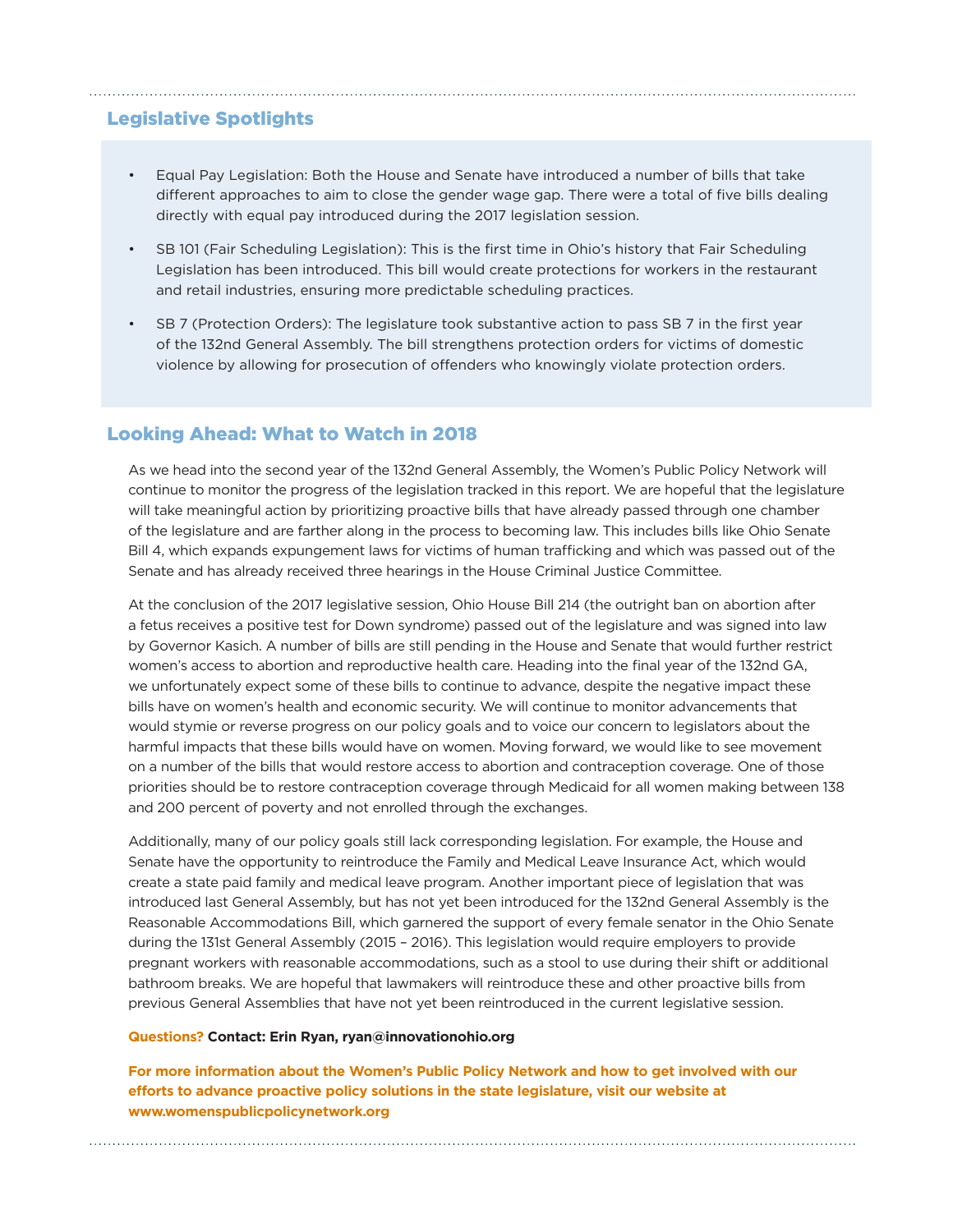## Legislative Spotlights

- Equal Pay Legislation: Both the House and Senate have introduced a number of bills that take different approaches to aim to close the gender wage gap. There were a total of five bills dealing directly with equal pay introduced during the 2017 legislation session.
- SB 101 (Fair Scheduling Legislation): This is the first time in Ohio's history that Fair Scheduling Legislation has been introduced. This bill would create protections for workers in the restaurant and retail industries, ensuring more predictable scheduling practices.
- SB 7 (Protection Orders): The legislature took substantive action to pass SB 7 in the first year of the 132nd General Assembly. The bill strengthens protection orders for victims of domestic violence by allowing for prosecution of offenders who knowingly violate protection orders.

## Looking Ahead: What to Watch in 2018

As we head into the second year of the 132nd General Assembly, the Women's Public Policy Network will continue to monitor the progress of the legislation tracked in this report. We are hopeful that the legislature will take meaningful action by prioritizing proactive bills that have already passed through one chamber of the legislature and are farther along in the process to becoming law. This includes bills like Ohio Senate Bill 4, which expands expungement laws for victims of human trafficking and which was passed out of the Senate and has already received three hearings in the House Criminal Justice Committee.

At the conclusion of the 2017 legislative session, Ohio House Bill 214 (the outright ban on abortion after a fetus receives a positive test for Down syndrome) passed out of the legislature and was signed into law by Governor Kasich. A number of bills are still pending in the House and Senate that would further restrict women's access to abortion and reproductive health care. Heading into the final year of the 132nd GA, we unfortunately expect some of these bills to continue to advance, despite the negative impact these bills have on women's health and economic security. We will continue to monitor advancements that would stymie or reverse progress on our policy goals and to voice our concern to legislators about the harmful impacts that these bills would have on women. Moving forward, we would like to see movement on a number of the bills that would restore access to abortion and contraception coverage. One of those priorities should be to restore contraception coverage through Medicaid for all women making between 138 and 200 percent of poverty and not enrolled through the exchanges.

Additionally, many of our policy goals still lack corresponding legislation. For example, the House and Senate have the opportunity to reintroduce the Family and Medical Leave Insurance Act, which would create a state paid family and medical leave program. Another important piece of legislation that was introduced last General Assembly, but has not yet been introduced for the 132nd General Assembly is the Reasonable Accommodations Bill, which garnered the support of every female senator in the Ohio Senate during the 131st General Assembly (2015 – 2016). This legislation would require employers to provide pregnant workers with reasonable accommodations, such as a stool to use during their shift or additional bathroom breaks. We are hopeful that lawmakers will reintroduce these and other proactive bills from previous General Assemblies that have not yet been reintroduced in the current legislative session.

**Questions? Contact: Erin Ryan, ryan@innovationohio.org**

**For more information about the Women's Public Policy Network and how to get involved with our efforts to advance proactive policy solutions in the state legislature, visit our website at www.womenspublicpolicynetwork.org**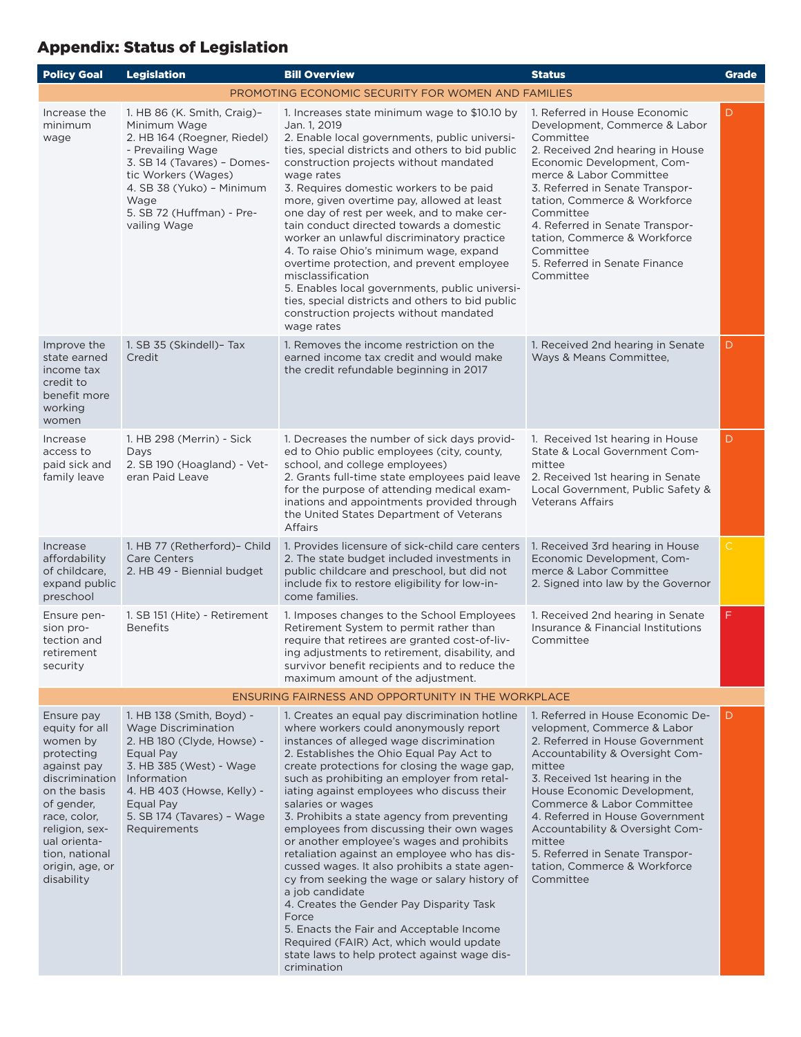## Appendix: Status of Legislation

| Policy Goal | Legislation | Bill Overview | Status | Grade |
|---|---|---|---|---|
| PROMOTING ECONOMIC SECURITY FOR WOMEN AND FAMILIES | | | | |
| Increase the minimum wage | 1. HB 86 (K. Smith, Craig)– Minimum Wage<br>2. HB 164 (Roegner, Riedel) - Prevailing Wage<br>3. SB 14 (Tavares) – Domestic Workers (Wages)<br>4. SB 38 (Yuko) – Minimum Wage<br>5. SB 72 (Huffman) - Prevailing Wage | 1. Increases state minimum wage to $10.10 by Jan. 1, 2019<br>2. Enable local governments, public universities, special districts and others to bid public construction projects without mandated wage rates<br>3. Requires domestic workers to be paid more, given overtime pay, allowed at least one day of rest per week, and to make certain conduct directed towards a domestic worker an unlawful discriminatory practice<br>4. To raise Ohio's minimum wage, expand overtime protection, and prevent employee misclassification<br>5. Enables local governments, public universities, special districts and others to bid public construction projects without mandated wage rates | 1. Referred in House Economic Development, Commerce & Labor Committee<br>2. Received 2nd hearing in House Economic Development, Commerce & Labor Committee<br>3. Referred in Senate Transportation, Commerce & Workforce Committee<br>4. Referred in Senate Transportation, Commerce & Workforce Committee<br>5. Referred in Senate Finance Committee | D |
| Improve the state earned income tax credit to benefit more working women | 1. SB 35 (Skindell)– Tax Credit | 1. Removes the income restriction on the earned income tax credit and would make the credit refundable beginning in 2017 | 1. Received 2nd hearing in Senate Ways & Means Committee, | D |
| Increase access to paid sick and family leave | 1. HB 298 (Merrin) - Sick Days<br>2. SB 190 (Hoagland) - Veteran Paid Leave | 1. Decreases the number of sick days provided to Ohio public employees (city, county, school, and college employees)<br>2. Grants full-time state employees paid leave for the purpose of attending medical examinations and appointments provided through the United States Department of Veterans Affairs | 1. Received 1st hearing in House State & Local Government Committee<br>2. Received 1st hearing in Senate Local Government, Public Safety & Veterans Affairs | D |
| Increase affordability of childcare, expand public preschool | 1. HB 77 (Retherford)– Child Care Centers<br>2. HB 49 - Biennial budget | 1. Provides licensure of sick-child care centers<br>2. The state budget included investments in public childcare and preschool, but did not include fix to restore eligibility for low-income families. | 1. Received 3rd hearing in House Economic Development, Commerce & Labor Committee<br>2. Signed into law by the Governor | C |
| Ensure pension protection and retirement security | 1. SB 151 (Hite) - Retirement Benefits | 1. Imposes changes to the School Employees Retirement System to permit rather than require that retirees are granted cost-of-living adjustments to retirement, disability, and survivor benefit recipients and to reduce the maximum amount of the adjustment. | 1. Received 2nd hearing in Senate Insurance & Financial Institutions Committee | F |
| ENSURING FAIRNESS AND OPPORTUNITY IN THE WORKPLACE | | | | |
| Ensure pay equity for all women by protecting against pay discrimination on the basis of gender, race, color, religion, sexual orientation, national origin, age, or disability | 1. HB 138 (Smith, Boyd) - Wage Discrimination<br>2. HB 180 (Clyde, Howse) - Equal Pay<br>3. HB 385 (West) - Wage Information<br>4. HB 403 (Howse, Kelly) - Equal Pay<br>5. SB 174 (Tavares) – Wage Requirements | 1. Creates an equal pay discrimination hotline where workers could anonymously report instances of alleged wage discrimination<br>2. Establishes the Ohio Equal Pay Act to create protections for closing the wage gap, such as prohibiting an employer from retaliating against employees who discuss their salaries or wages<br>3. Prohibits a state agency from preventing employees from discussing their own wages or another employee's wages and prohibits retaliation against an employee who has discussed wages. It also prohibits a state agency from seeking the wage or salary history of a job candidate<br>4. Creates the Gender Pay Disparity Task Force<br>5. Enacts the Fair and Acceptable Income Required (FAIR) Act, which would update state laws to help protect against wage discrimination | 1. Referred in House Economic Development, Commerce & Labor<br>2. Referred in House Government Accountability & Oversight Committee<br>3. Received 1st hearing in the House Economic Development, Commerce & Labor Committee<br>4. Referred in House Government Accountability & Oversight Committee<br>5. Referred in Senate Transportation, Commerce & Workforce Committee | D |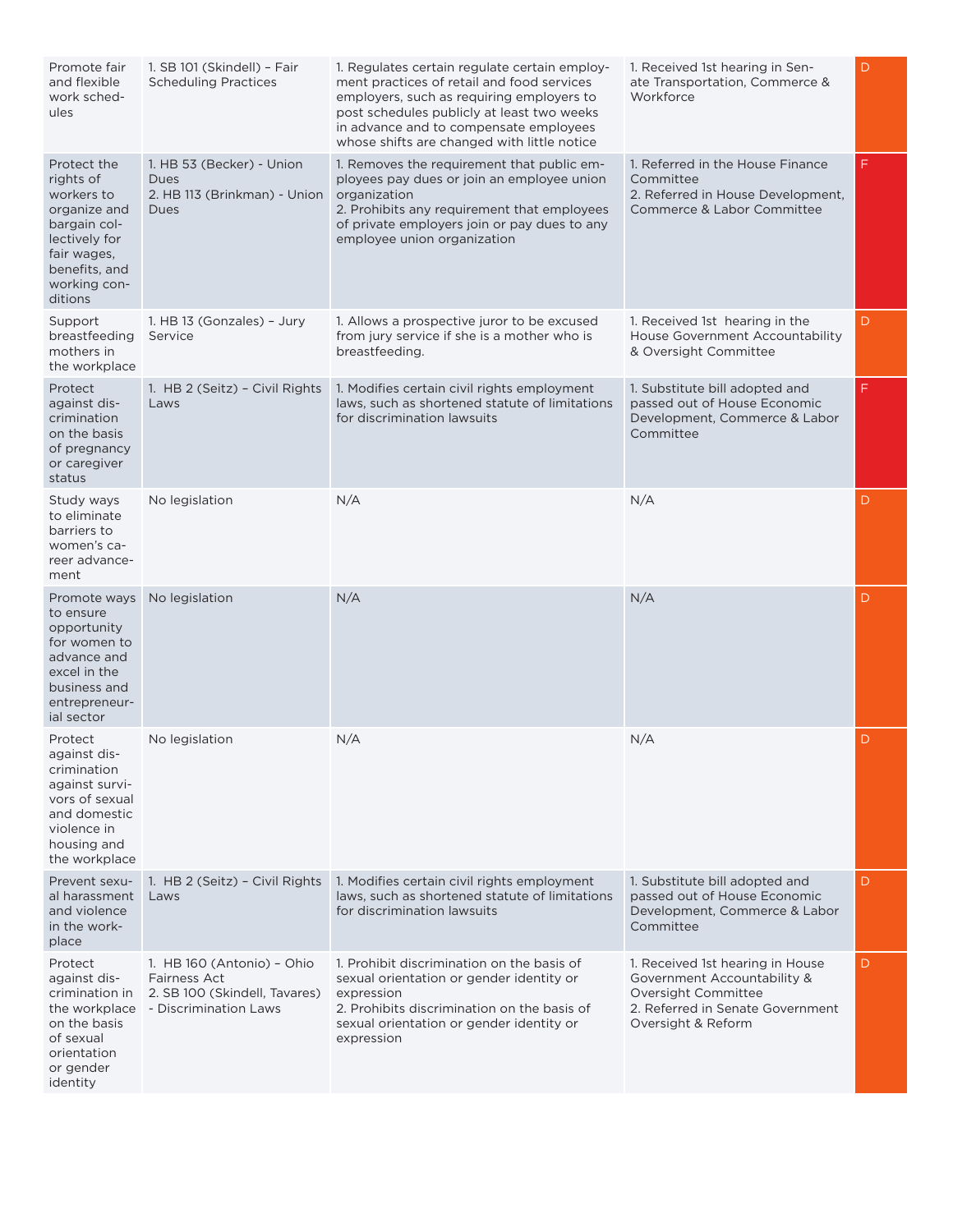| Promote fair and flexible work schedules | 1. SB 101 (Skindell) – Fair Scheduling Practices | 1. Regulates certain regulate certain employment practices of retail and food services employers, such as requiring employers to post schedules publicly at least two weeks in advance and to compensate employees whose shifts are changed with little notice | 1. Received 1st hearing in Senate Transportation, Commerce & Workforce | D |
|---|---|---|---|---|
| Protect the rights of workers to organize and bargain collectively for fair wages, benefits, and working conditions | 1. HB 53 (Becker) - Union Dues<br>2. HB 113 (Brinkman) - Union Dues | 1. Removes the requirement that public employees pay dues or join an employee union organization<br>2. Prohibits any requirement that employees of private employers join or pay dues to any employee union organization | 1. Referred in the House Finance Committee<br>2. Referred in House Development, Commerce & Labor Committee | F |
| Support breastfeeding mothers in the workplace | 1. HB 13 (Gonzales) – Jury Service | 1. Allows a prospective juror to be excused from jury service if she is a mother who is breastfeeding. | 1. Received 1st hearing in the House Government Accountability & Oversight Committee | D |
| Protect against discrimination on the basis of pregnancy or caregiver status | 1. HB 2 (Seitz) – Civil Rights Laws | 1. Modifies certain civil rights employment laws, such as shortened statute of limitations for discrimination lawsuits | 1. Substitute bill adopted and passed out of House Economic Development, Commerce & Labor Committee | F |
| Study ways to eliminate barriers to women's career advancement | No legislation | N/A | N/A | D |
| Promote ways to ensure opportunity for women to advance and excel in the business and entrepreneurial sector | No legislation | N/A | N/A | D |
| Protect against discrimination against survivors of sexual and domestic violence in housing and the workplace | No legislation | N/A | N/A | D |
| Prevent sexual harassment and violence in the workplace | 1. HB 2 (Seitz) – Civil Rights Laws | 1. Modifies certain civil rights employment laws, such as shortened statute of limitations for discrimination lawsuits | 1. Substitute bill adopted and passed out of House Economic Development, Commerce & Labor Committee | D |
| Protect against discrimination in the workplace on the basis of sexual orientation or gender identity | 1. HB 160 (Antonio) – Ohio Fairness Act<br>2. SB 100 (Skindell, Tavares) - Discrimination Laws | 1. Prohibit discrimination on the basis of sexual orientation or gender identity or expression<br>2. Prohibits discrimination on the basis of sexual orientation or gender identity or expression | 1. Received 1st hearing in House Government Accountability & Oversight Committee<br>2. Referred in Senate Government Oversight & Reform | D |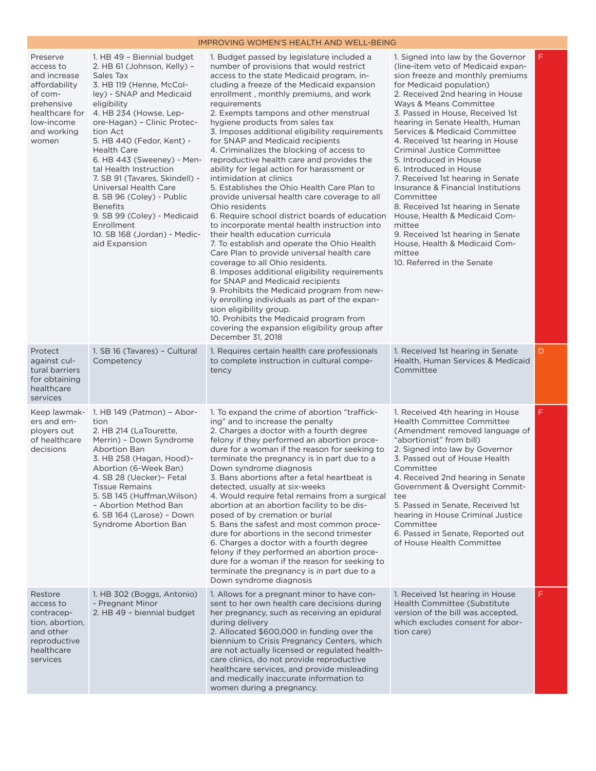| IMPROVING WOMEN'S HEALTH AND WELL-BEING | | | | |
|---|---|---|---|---|
| Preserve access to and increase affordability of comprehensive healthcare for low-income and working women | 1. HB 49 – Biennial budget<br>2. HB 61 (Johnson, Kelly) – Sales Tax<br>3. HB 119 (Henne, McColley) - SNAP and Medicaid eligibility<br>4. HB 234 (Howse, Lepore-Hagan) – Clinic Protection Act<br>5. HB 440 (Fedor, Kent) - Health Care<br>6. HB 443 (Sweeney) - Mental Health Instruction<br>7. SB 91 (Tavares, Skindell) - Universal Health Care<br>8. SB 96 (Coley) - Public Benefits<br>9. SB 99 (Coley) - Medicaid Enrollment<br>10. SB 168 (Jordan) - Medicaid Expansion | 1. Budget passed by legislature included a number of provisions that would restrict access to the state Medicaid program, including a freeze of the Medicaid expansion enrollment , monthly premiums, and work requirements<br>2. Exempts tampons and other menstrual hygiene products from sales tax<br>3. Imposes additional eligibility requirements for SNAP and Medicaid recipients<br>4. Criminalizes the blocking of access to reproductive health care and provides the ability for legal action for harassment or intimidation at clinics<br>5. Establishes the Ohio Health Care Plan to provide universal health care coverage to all Ohio residents<br>6. Require school district boards of education to incorporate mental health instruction into their health education curricula<br>7. To establish and operate the Ohio Health Care Plan to provide universal health care coverage to all Ohio residents.<br>8. Imposes additional eligibility requirements for SNAP and Medicaid recipients<br>9. Prohibits the Medicaid program from newly enrolling individuals as part of the expansion eligibility group.<br>10. Prohibits the Medicaid program from covering the expansion eligibility group after December 31, 2018 | 1. Signed into law by the Governor (line-item veto of Medicaid expansion freeze and monthly premiums for Medicaid population)<br>2. Received 2nd hearing in House Ways & Means Committee<br>3. Passed in House, Received 1st hearing in Senate Health, Human Services & Medicaid Committee<br>4. Received 1st hearing in House Criminal Justice Committee<br>5. Introduced in House<br>6. Introduced in House<br>7. Received 1st hearing in Senate Insurance & Financial Institutions Committee<br>8. Received 1st hearing in Senate House, Health & Medicaid Committee<br>9. Received 1st hearing in Senate House, Health & Medicaid Committee<br>10. Referred in the Senate | F |
| Protect against cultural barriers for obtaining healthcare services | 1. SB 16 (Tavares) – Cultural Competency | 1. Requires certain health care professionals to complete instruction in cultural competency | 1. Received 1st hearing in Senate Health, Human Services & Medicaid Committee | D |
| Keep lawmakers and employers out of healthcare decisions | 1. HB 149 (Patmon) – Abortion<br>2. HB 214 (LaTourette, Merrin) – Down Syndrome Abortion Ban<br>3. HB 258 (Hagan, Hood)– Abortion (6-Week Ban)<br>4. SB 28 (Uecker)– Fetal Tissue Remains<br>5. SB 145 (Huffman,Wilson) – Abortion Method Ban<br>6. SB 164 (Larose) – Down Syndrome Abortion Ban | 1. To expand the crime of abortion "trafficking" and to increase the penalty<br>2. Charges a doctor with a fourth degree felony if they performed an abortion procedure for a woman if the reason for seeking to terminate the pregnancy is in part due to a Down syndrome diagnosis<br>3. Bans abortions after a fetal heartbeat is detected, usually at six-weeks<br>4. Would require fetal remains from a surgical abortion at an abortion facility to be disposed of by cremation or burial<br>5. Bans the safest and most common procedure for abortions in the second trimester<br>6. Charges a doctor with a fourth degree felony if they performed an abortion procedure for a woman if the reason for seeking to terminate the pregnancy is in part due to a Down syndrome diagnosis | 1. Received 4th hearing in House Health Committee Committee (Amendment removed language of "abortionist" from bill)<br>2. Signed into law by Governor<br>3. Passed out of House Health Committee<br>4. Received 2nd hearing in Senate Government & Oversight Committee<br>5. Passed in Senate, Received 1st hearing in House Criminal Justice Committee<br>6. Passed in Senate, Reported out of House Health Committee | F |
| Restore access to contraception, abortion, and other reproductive healthcare services | 1. HB 302 (Boggs, Antonio) - Pregnant Minor<br>2. HB 49 – biennial budget | 1. Allows for a pregnant minor to have consent to her own health care decisions during her pregnancy, such as receiving an epidural during delivery<br>2. Allocated $600,000 in funding over the biennium to Crisis Pregnancy Centers, which are not actually licensed or regulated healthcare clinics, do not provide reproductive healthcare services, and provide misleading and medically inaccurate information to women during a pregnancy. | 1. Received 1st hearing in House Health Committee (Substitute version of the bill was accepted, which excludes consent for abortion care) | F |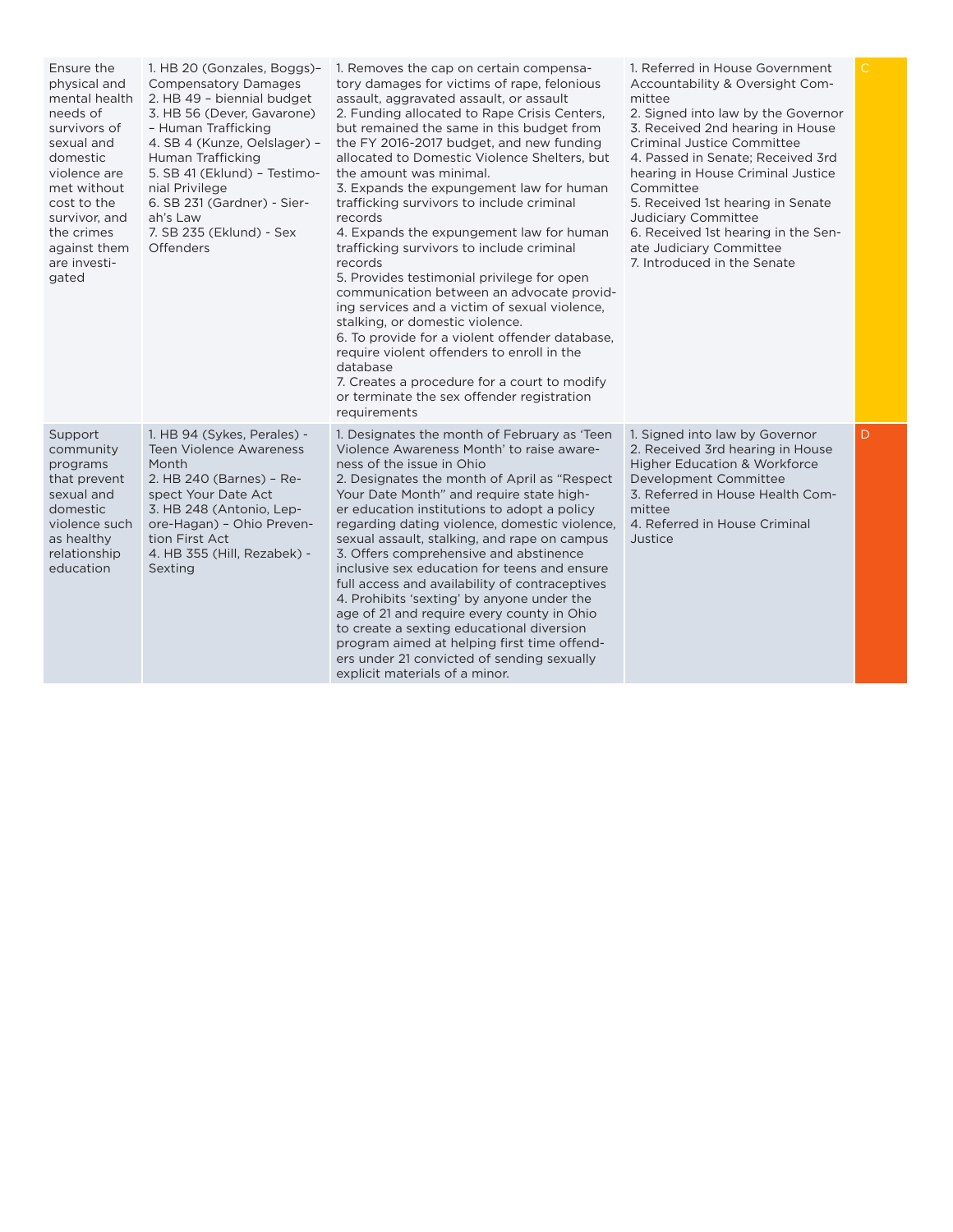| | | | | |
|---|---|---|---|---|
| Ensure the physical and mental health needs of survivors of sexual and domestic violence are met without cost to the survivor, and the crimes against them are investigated | 1. HB 20 (Gonzales, Boggs)– Compensatory Damages<br>2. HB 49 – biennial budget<br>3. HB 56 (Dever, Gavarone) – Human Trafficking<br>4. SB 4 (Kunze, Oelslager) – Human Trafficking<br>5. SB 41 (Eklund) – Testimonial Privilege<br>6. SB 231 (Gardner) - Sierah's Law<br>7. SB 235 (Eklund) - Sex Offenders | 1. Removes the cap on certain compensatory damages for victims of rape, felonious assault, aggravated assault, or assault<br>2. Funding allocated to Rape Crisis Centers, but remained the same in this budget from the FY 2016-2017 budget, and new funding allocated to Domestic Violence Shelters, but the amount was minimal.<br>3. Expands the expungement law for human trafficking survivors to include criminal records<br>4. Expands the expungement law for human trafficking survivors to include criminal records<br>5. Provides testimonial privilege for open communication between an advocate providing services and a victim of sexual violence, stalking, or domestic violence.<br>6. To provide for a violent offender database, require violent offenders to enroll in the database<br>7. Creates a procedure for a court to modify or terminate the sex offender registration requirements | 1. Referred in House Government Accountability & Oversight Committee<br>2. Signed into law by the Governor<br>3. Received 2nd hearing in House Criminal Justice Committee<br>4. Passed in Senate; Received 3rd hearing in House Criminal Justice Committee<br>5. Received 1st hearing in Senate Judiciary Committee<br>6. Received 1st hearing in the Senate Judiciary Committee<br>7. Introduced in the Senate | C |
| Support community programs that prevent sexual and domestic violence such as healthy relationship education | 1. HB 94 (Sykes, Perales) - Teen Violence Awareness Month<br>2. HB 240 (Barnes) – Respect Your Date Act<br>3. HB 248 (Antonio, Lepore-Hagan) – Ohio Prevention First Act<br>4. HB 355 (Hill, Rezabek) - Sexting | 1. Designates the month of February as 'Teen Violence Awareness Month' to raise awareness of the issue in Ohio<br>2. Designates the month of April as "Respect Your Date Month" and require state higher education institutions to adopt a policy regarding dating violence, domestic violence, sexual assault, stalking, and rape on campus<br>3. Offers comprehensive and abstinence inclusive sex education for teens and ensure full access and availability of contraceptives<br>4. Prohibits 'sexting' by anyone under the age of 21 and require every county in Ohio to create a sexting educational diversion program aimed at helping first time offenders under 21 convicted of sending sexually explicit materials of a minor. | 1. Signed into law by Governor<br>2. Received 3rd hearing in House Higher Education & Workforce Development Committee<br>3. Referred in House Health Committee<br>4. Referred in House Criminal Justice | D |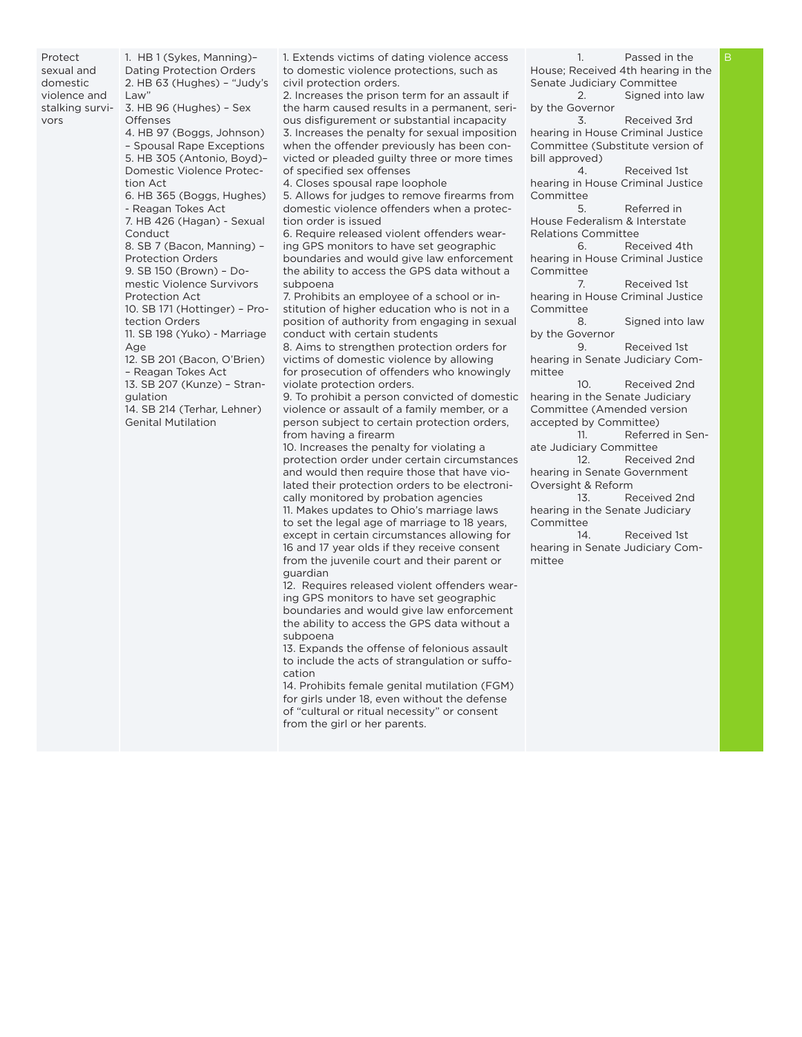| | | | | |
|---|---|---|---|---|
| Protect sexual and domestic violence and stalking survivors | 1. HB 1 (Sykes, Manning)– Dating Protection Orders<br>2. HB 63 (Hughes) – "Judy's Law"<br>3. HB 96 (Hughes) – Sex Offenses<br>4. HB 97 (Boggs, Johnson) – Spousal Rape Exceptions<br>5. HB 305 (Antonio, Boyd)– Domestic Violence Protection Act<br>6. HB 365 (Boggs, Hughes) - Reagan Tokes Act<br>7. HB 426 (Hagan) - Sexual Conduct<br>8. SB 7 (Bacon, Manning) – Protection Orders<br>9. SB 150 (Brown) – Domestic Violence Survivors Protection Act<br>10. SB 171 (Hottinger) – Protection Orders<br>11. SB 198 (Yuko) - Marriage Age<br>12. SB 201 (Bacon, O'Brien) – Reagan Tokes Act<br>13. SB 207 (Kunze) – Strangulation<br>14. SB 214 (Terhar, Lehner) Genital Mutilation | 1. Extends victims of dating violence access to domestic violence protections, such as civil protection orders.<br>2. Increases the prison term for an assault if the harm caused results in a permanent, serious disfigurement or substantial incapacity<br>3. Increases the penalty for sexual imposition when the offender previously has been convicted or pleaded guilty three or more times of specified sex offenses<br>4. Closes spousal rape loophole<br>5. Allows for judges to remove firearms from domestic violence offenders when a protection order is issued<br>6. Require released violent offenders wearing GPS monitors to have set geographic boundaries and would give law enforcement the ability to access the GPS data without a subpoena<br>7. Prohibits an employee of a school or institution of higher education who is not in a position of authority from engaging in sexual conduct with certain students<br>8. Aims to strengthen protection orders for victims of domestic violence by allowing for prosecution of offenders who knowingly violate protection orders.<br>9. To prohibit a person convicted of domestic violence or assault of a family member, or a person subject to certain protection orders, from having a firearm<br>10. Increases the penalty for violating a protection order under certain circumstances and would then require those that have violated their protection orders to be electronically monitored by probation agencies<br>11. Makes updates to Ohio's marriage laws to set the legal age of marriage to 18 years, except in certain circumstances allowing for 16 and 17 year olds if they receive consent from the juvenile court and their parent or guardian<br>12. Requires released violent offenders wearing GPS monitors to have set geographic boundaries and would give law enforcement the ability to access the GPS data without a subpoena<br>13. Expands the offense of felonious assault to include the acts of strangulation or suffocation<br>14. Prohibits female genital mutilation (FGM) for girls under 18, even without the defense of "cultural or ritual necessity" or consent from the girl or her parents. | 1. Passed in the House; Received 4th hearing in the Senate Judiciary Committee<br>2. Signed into law by the Governor<br>3. Received 3rd hearing in House Criminal Justice Committee (Substitute version of bill approved)<br>4. Received 1st hearing in House Criminal Justice Committee<br>5. Referred in House Federalism & Interstate Relations Committee<br>6. Received 4th hearing in House Criminal Justice Committee<br>7. Received 1st hearing in House Criminal Justice Committee<br>8. Signed into law by the Governor<br>9. Received 1st hearing in Senate Judiciary Committee<br>10. Received 2nd hearing in the Senate Judiciary Committee (Amended version accepted by Committee)<br>11. Referred in Senate Judiciary Committee<br>12. Received 2nd hearing in Senate Government Oversight & Reform<br>13. Received 2nd hearing in the Senate Judiciary Committee<br>14. Received 1st hearing in Senate Judiciary Committee | B |